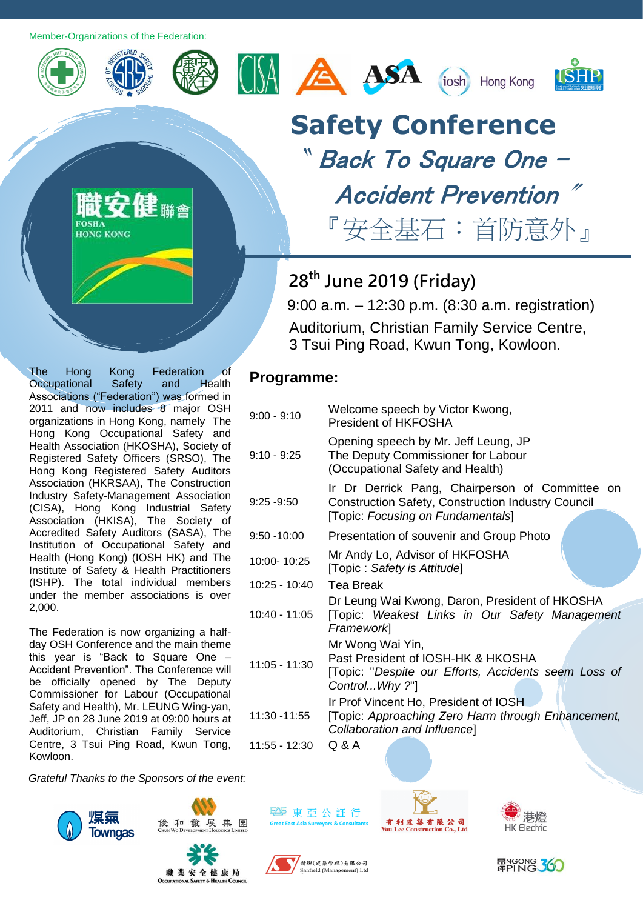Member-Organizations of the Federation:

# Safety Conference

## "Back To Square One – Accident Prevention"

## 『安全基石：首防意外』

FOSHA HONG KONG 職安健聯會

**28th June 2019 (Friday)**

9:00 a.m. – 12:30 p.m. (8:30 a.m. registration)

Auditorium, Christian Family Service Centre,
3 Tsui Ping Road, Kwun Tong, Kowloon.

The Hong Kong Federation of Occupational Safety and Health Associations ("Federation") was formed in 2011 and now includes 8 major OSH organizations in Hong Kong, namely The Hong Kong Occupational Safety and Health Association (HKOSHA), Society of Registered Safety Officers (SRSO), The Hong Kong Registered Safety Auditors Association (HKRSAA), The Construction Industry Safety-Management Association (CISA), Hong Kong Industrial Safety Association (HKISA), The Society of Accredited Safety Auditors (SASA), The Institution of Occupational Safety and Health (Hong Kong) (IOSH HK) and The Institute of Safety & Health Practitioners (ISHP). The total individual members under the member associations is over 2,000.

The Federation is now organizing a half-day OSH Conference and the main theme this year is "Back to Square One – Accident Prevention". The Conference will be officially opened by The Deputy Commissioner for Labour (Occupational Safety and Health), Mr. LEUNG Wing-yan, Jeff, JP on 28 June 2019 at 09:00 hours at Auditorium, Christian Family Service Centre, 3 Tsui Ping Road, Kwun Tong, Kowloon.

## Programme:

| Time | Item |
|---|---|
| 9:00 - 9:10 | Welcome speech by Victor Kwong, President of HKFOSHA |
| 9:10 - 9:25 | Opening speech by Mr. Jeff Leung, JP<br>The Deputy Commissioner for Labour (Occupational Safety and Health) |
| 9:25 -9:50 | Ir Dr Derrick Pang, Chairperson of Committee on Construction Safety, Construction Industry Council<br>[Topic: *Focusing on Fundamentals*] |
| 9:50 -10:00 | Presentation of souvenir and Group Photo |
| 10:00- 10:25 | Mr Andy Lo, Advisor of HKFOSHA<br>[Topic : *Safety is Attitude*] |
| 10:25 - 10:40 | Tea Break |
| 10:40 - 11:05 | Dr Leung Wai Kwong, Daron, President of HKOSHA<br>[Topic: *Weakest Links in Our Safety Management Framework*] |
| 11:05 - 11:30 | Mr Wong Wai Yin,<br>Past President of IOSH-HK & HKOSHA<br>[Topic: "*Despite our Efforts, Accidents seem Loss of Control...Why ?*"] |
| 11:30 -11:55 | Ir Prof Vincent Ho, President of IOSH<br>[Topic: *Approaching Zero Harm through Enhancement, Collaboration and Influence*] |
| 11:55 - 12:30 | Q & A |

*Grateful Thanks to the Sponsors of the event:*

煤氣 Towngas · 俊和發展集團 Chun Wo Development Holdings Limited · 東亞公証行 Great East Asia Surveyors & Consultants · 有利建築有限公司 Yau Lee Construction Co., Ltd · 港燈 HK Electric · 職業安全健康局 Occupational Safety & Health Council · 新輝(建築管理)有限公司 Sanfield (Management) Ltd · 評NGONG PING 360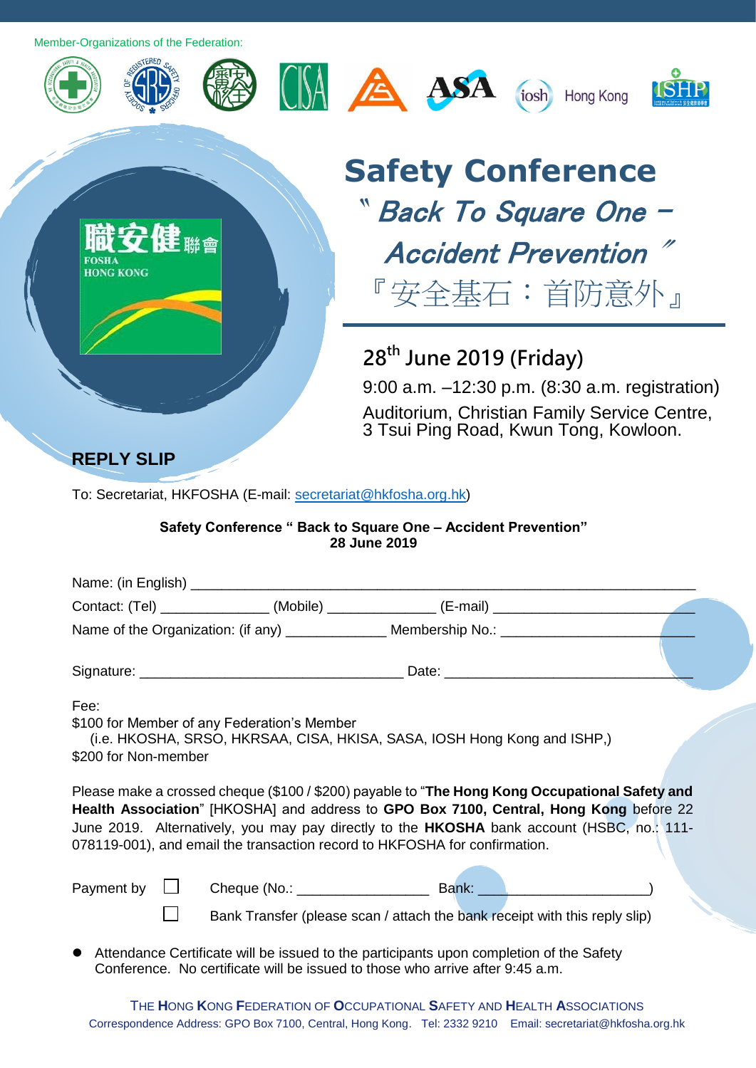Member-Organizations of the Federation:

# Safety Conference

## 〝Back To Square One – Accident Prevention〞

## 『安全基石：首防意外』

28th June 2019 (Friday)

9:00 a.m. –12:30 p.m. (8:30 a.m. registration)

Auditorium, Christian Family Service Centre, 3 Tsui Ping Road, Kwun Tong, Kowloon.

## REPLY SLIP

To: Secretariat, HKFOSHA (E-mail: secretariat@hkfosha.org.hk)

**Safety Conference " Back to Square One – Accident Prevention"**
**28 June 2019**

Name: (in English) ____________________________________________

Contact: (Tel) ______________ (Mobile) ______________ (E-mail) __________________________

Name of the Organization: (if any) _____________ Membership No.: _________________________

Signature: ___________________________________ Date: _________________________________

Fee:
$100 for Member of any Federation's Member
(i.e. HKOSHA, SRSO, HKRSAA, CISA, HKISA, SASA, IOSH Hong Kong and ISHP,)
$200 for Non-member

Please make a crossed cheque ($100 / $200) payable to "**The Hong Kong Occupational Safety and Health Association**" [HKOSHA] and address to **GPO Box 7100, Central, Hong Kong** before 22 June 2019. Alternatively, you may pay directly to the **HKOSHA** bank account (HSBC, no.: 111-078119-001), and email the transaction record to HKFOSHA for confirmation.

Payment by ☐ Cheque (No.: _________________ Bank: _____________________)

☐ Bank Transfer (please scan / attach the bank receipt with this reply slip)

- Attendance Certificate will be issued to the participants upon completion of the Safety Conference. No certificate will be issued to those who arrive after 9:45 a.m.

THE HONG KONG FEDERATION OF OCCUPATIONAL SAFETY AND HEALTH ASSOCIATIONS
Correspondence Address: GPO Box 7100, Central, Hong Kong. Tel: 2332 9210 Email: secretariat@hkfosha.org.hk